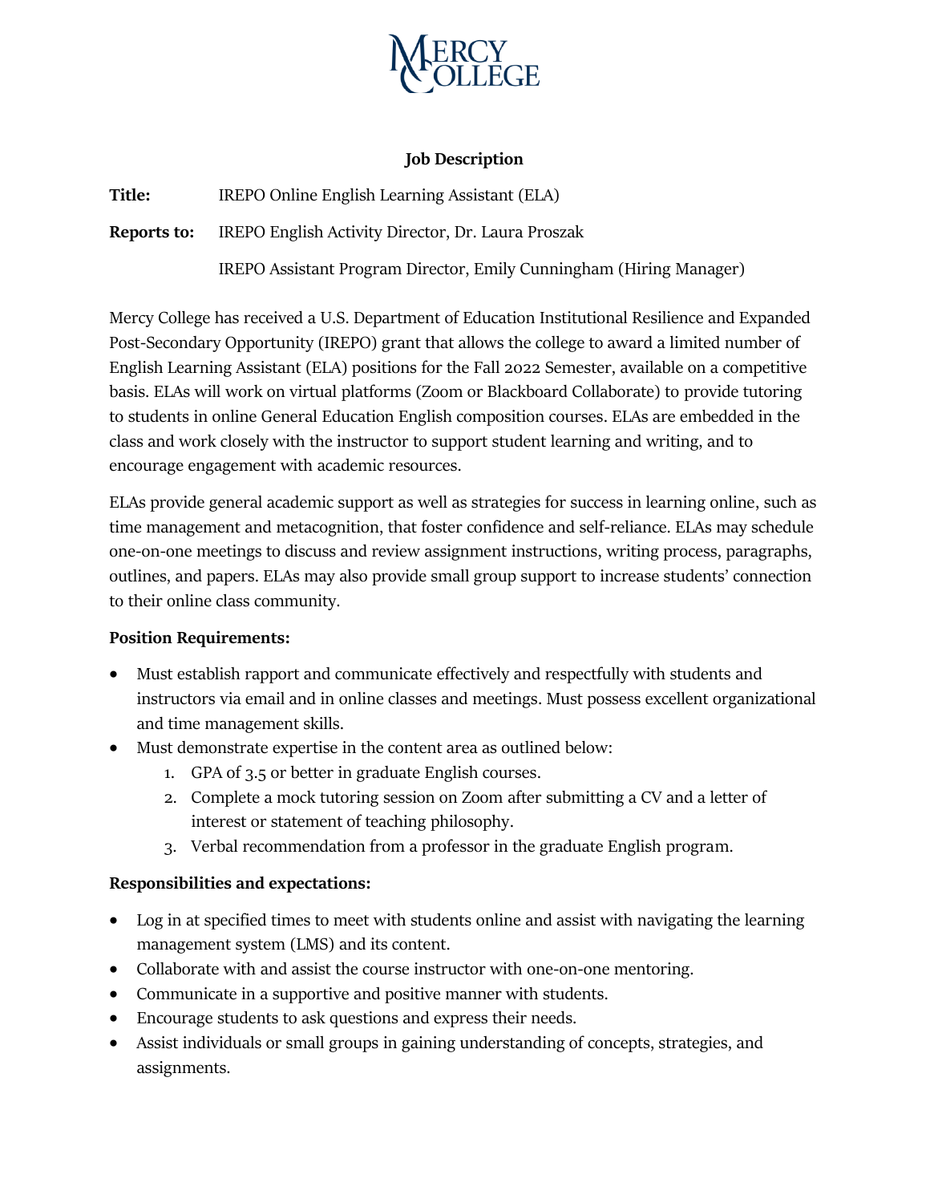MERCY COLLEGE

## Job Description

**Title:** IREPO Online English Learning Assistant (ELA)

**Reports to:** IREPO English Activity Director, Dr. Laura Proszak

IREPO Assistant Program Director, Emily Cunningham (Hiring Manager)

Mercy College has received a U.S. Department of Education Institutional Resilience and Expanded Post-Secondary Opportunity (IREPO) grant that allows the college to award a limited number of English Learning Assistant (ELA) positions for the Fall 2022 Semester, available on a competitive basis. ELAs will work on virtual platforms (Zoom or Blackboard Collaborate) to provide tutoring to students in online General Education English composition courses. ELAs are embedded in the class and work closely with the instructor to support student learning and writing, and to encourage engagement with academic resources.

ELAs provide general academic support as well as strategies for success in learning online, such as time management and metacognition, that foster confidence and self-reliance. ELAs may schedule one-on-one meetings to discuss and review assignment instructions, writing process, paragraphs, outlines, and papers. ELAs may also provide small group support to increase students' connection to their online class community.

**Position Requirements:**

- Must establish rapport and communicate effectively and respectfully with students and instructors via email and in online classes and meetings. Must possess excellent organizational and time management skills.
- Must demonstrate expertise in the content area as outlined below:
  1. GPA of 3.5 or better in graduate English courses.
  2. Complete a mock tutoring session on Zoom after submitting a CV and a letter of interest or statement of teaching philosophy.
  3. Verbal recommendation from a professor in the graduate English program.

**Responsibilities and expectations:**

- Log in at specified times to meet with students online and assist with navigating the learning management system (LMS) and its content.
- Collaborate with and assist the course instructor with one-on-one mentoring.
- Communicate in a supportive and positive manner with students.
- Encourage students to ask questions and express their needs.
- Assist individuals or small groups in gaining understanding of concepts, strategies, and assignments.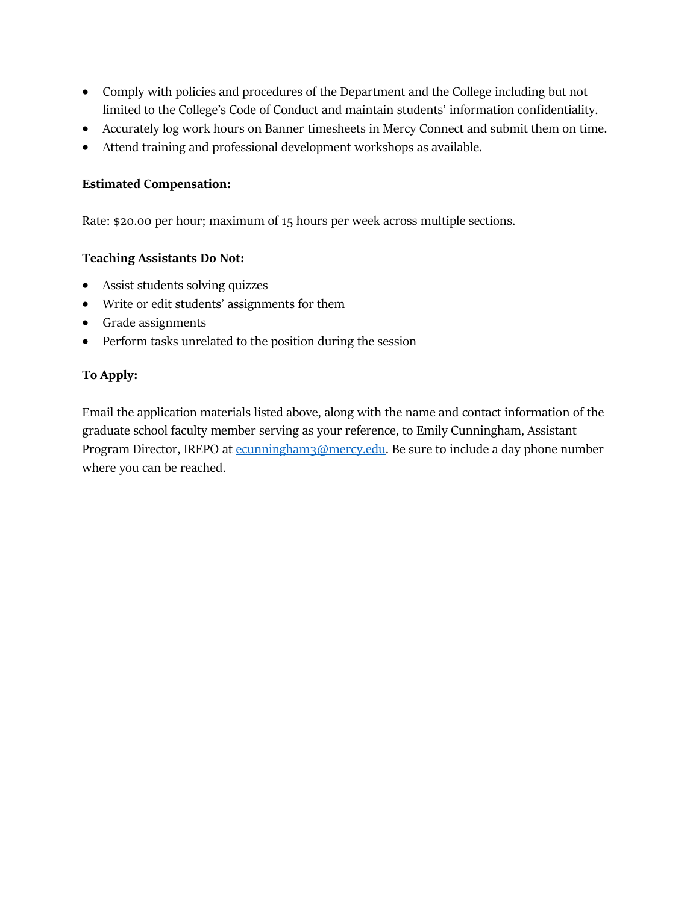- Comply with policies and procedures of the Department and the College including but not limited to the College's Code of Conduct and maintain students' information confidentiality.
- Accurately log work hours on Banner timesheets in Mercy Connect and submit them on time.
- Attend training and professional development workshops as available.

**Estimated Compensation:**

Rate: $20.00 per hour; maximum of 15 hours per week across multiple sections.

**Teaching Assistants Do Not:**

- Assist students solving quizzes
- Write or edit students' assignments for them
- Grade assignments
- Perform tasks unrelated to the position during the session

**To Apply:**

Email the application materials listed above, along with the name and contact information of the graduate school faculty member serving as your reference, to Emily Cunningham, Assistant Program Director, IREPO at ecunningham3@mercy.edu. Be sure to include a day phone number where you can be reached.